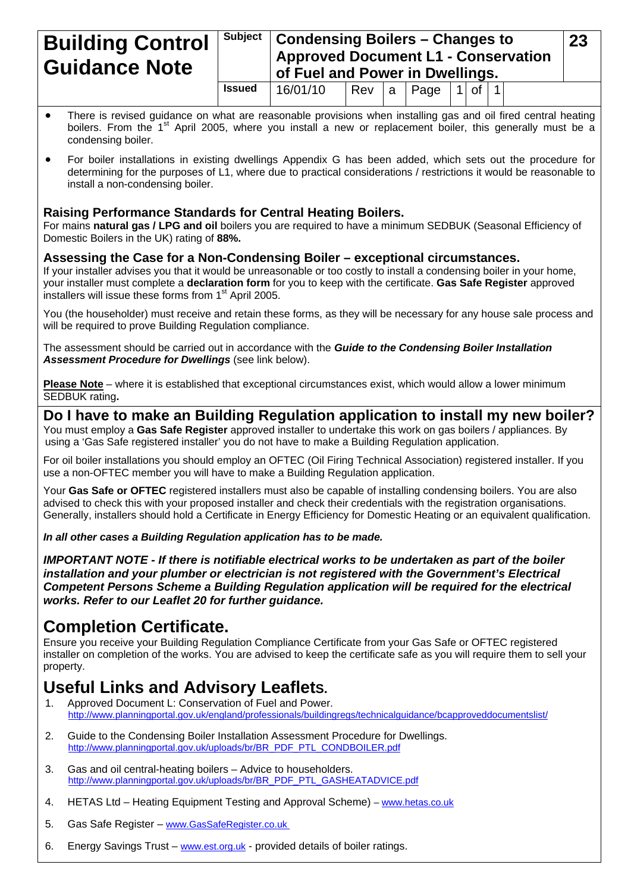| Building Control Guidance Note | Subject | Condensing Boilers – Changes to Approved Document L1 - Conservation of Fuel and Power in Dwellings. | | | | | | | | 23 |
|---|---|---|---|---|---|---|---|---|---|---|
| | Issued | 16/01/10 | Rev | a | Page | 1 | of | 1 | | |

- There is revised guidance on what are reasonable provisions when installing gas and oil fired central heating boilers. From the 1st April 2005, where you install a new or replacement boiler, this generally must be a condensing boiler.
- For boiler installations in existing dwellings Appendix G has been added, which sets out the procedure for determining for the purposes of L1, where due to practical considerations / restrictions it would be reasonable to install a non-condensing boiler.

### Raising Performance Standards for Central Heating Boilers.

For mains **natural gas / LPG and oil** boilers you are required to have a minimum SEDBUK (Seasonal Efficiency of Domestic Boilers in the UK) rating of **88%.**

### Assessing the Case for a Non-Condensing Boiler – exceptional circumstances.

If your installer advises you that it would be unreasonable or too costly to install a condensing boiler in your home, your installer must complete a **declaration form** for you to keep with the certificate. **Gas Safe Register** approved installers will issue these forms from 1st April 2005.

You (the householder) must receive and retain these forms, as they will be necessary for any house sale process and will be required to prove Building Regulation compliance.

The assessment should be carried out in accordance with the ***Guide to the Condensing Boiler Installation Assessment Procedure for Dwellings*** (see link below).

**Please Note** – where it is established that exceptional circumstances exist, which would allow a lower minimum SEDBUK rating**.**

## Do I have to make an Building Regulation application to install my new boiler?

You must employ a **Gas Safe Register** approved installer to undertake this work on gas boilers / appliances. By using a 'Gas Safe registered installer' you do not have to make a Building Regulation application.

For oil boiler installations you should employ an OFTEC (Oil Firing Technical Association) registered installer. If you use a non-OFTEC member you will have to make a Building Regulation application.

Your **Gas Safe or OFTEC** registered installers must also be capable of installing condensing boilers. You are also advised to check this with your proposed installer and check their credentials with the registration organisations. Generally, installers should hold a Certificate in Energy Efficiency for Domestic Heating or an equivalent qualification.

***In all other cases a Building Regulation application has to be made.***

***IMPORTANT NOTE - If there is notifiable electrical works to be undertaken as part of the boiler installation and your plumber or electrician is not registered with the Government's Electrical Competent Persons Scheme a Building Regulation application will be required for the electrical works. Refer to our Leaflet 20 for further guidance.***

## Completion Certificate.

Ensure you receive your Building Regulation Compliance Certificate from your Gas Safe or OFTEC registered installer on completion of the works. You are advised to keep the certificate safe as you will require them to sell your property.

## Useful Links and Advisory Leaflets.

1. Approved Document L: Conservation of Fuel and Power.
   http://www.planningportal.gov.uk/england/professionals/buildingregs/technicalguidance/bcapproveddocumentslist/
2. Guide to the Condensing Boiler Installation Assessment Procedure for Dwellings.
   http://www.planningportal.gov.uk/uploads/br/BR_PDF_PTL_CONDBOILER.pdf
3. Gas and oil central-heating boilers – Advice to householders.
   http://www.planningportal.gov.uk/uploads/br/BR_PDF_PTL_GASHEATADVICE.pdf
4. HETAS Ltd – Heating Equipment Testing and Approval Scheme) – www.hetas.co.uk
5. Gas Safe Register – www.GasSafeRegister.co.uk
6. Energy Savings Trust – www.est.org.uk - provided details of boiler ratings.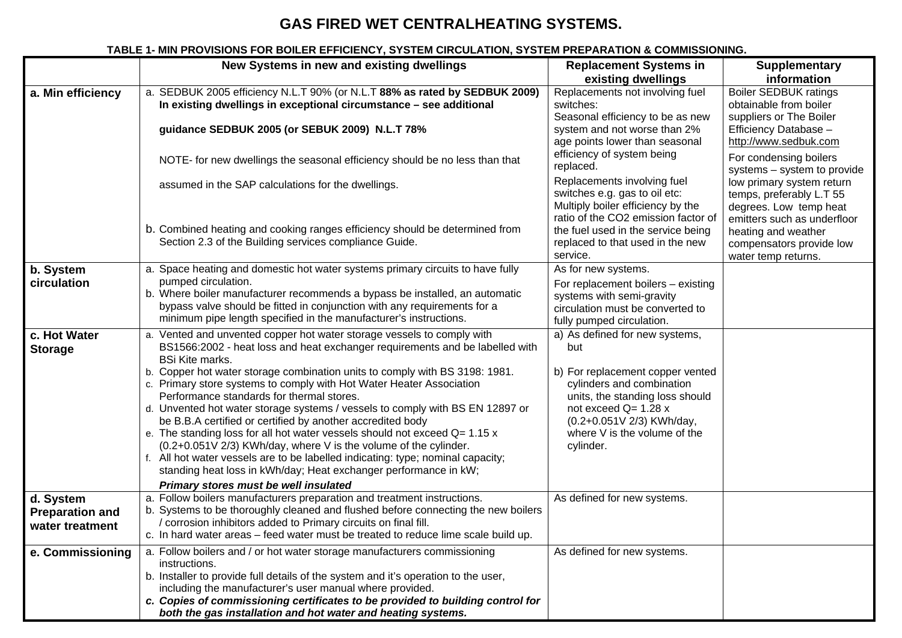# GAS FIRED WET CENTRALHEATING SYSTEMS.

#### TABLE 1- MIN PROVISIONS FOR BOILER EFFICIENCY, SYSTEM CIRCULATION, SYSTEM PREPARATION & COMMISSIONING.

| | New Systems in new and existing dwellings | Replacement Systems in existing dwellings | Supplementary information |
|---|---|---|---|
| **a. Min efficiency** | a. SEDBUK 2005 efficiency N.L.T 90% (or N.L.T **88% as rated by SEDBUK 2009) In existing dwellings in exceptional circumstance – see additional guidance SEDBUK 2005 (or SEBUK 2009) N.L.T 78%**<br><br>NOTE- for new dwellings the seasonal efficiency should be no less than that assumed in the SAP calculations for the dwellings.<br><br>b. Combined heating and cooking ranges efficiency should be determined from Section 2.3 of the Building services compliance Guide. | Replacements not involving fuel switches:<br>Seasonal efficiency to be as new system and not worse than 2% age points lower than seasonal efficiency of system being replaced.<br><br>Replacements involving fuel switches e.g. gas to oil etc:<br>Multiply boiler efficiency by the ratio of the $CO_2$ emission factor of the fuel used in the service being replaced to that used in the new service. | Boiler SEDBUK ratings obtainable from boiler suppliers or The Boiler Efficiency Database – http://www.sedbuk.com<br><br>For condensing boilers systems – system to provide low primary system return temps, preferably L.T 55 degrees. Low temp heat emitters such as underfloor heating and weather compensators provide low water temp returns. |
| **b. System circulation** | a. Space heating and domestic hot water systems primary circuits to have fully pumped circulation.<br>b. Where boiler manufacturer recommends a bypass be installed, an automatic bypass valve should be fitted in conjunction with any requirements for a minimum pipe length specified in the manufacturer's instructions. | As for new systems.<br><br>For replacement boilers – existing systems with semi-gravity circulation must be converted to fully pumped circulation. | |
| **c. Hot Water Storage** | a. Vented and unvented copper hot water storage vessels to comply with BS1566:2002 - heat loss and heat exchanger requirements and be labelled with BSi Kite marks.<br>b. Copper hot water storage combination units to comply with BS 3198: 1981.<br>c. Primary store systems to comply with Hot Water Heater Association Performance standards for thermal stores.<br>d. Unvented hot water storage systems / vessels to comply with BS EN 12897 or be B.B.A certified or certified by another accredited body<br>e. The standing loss for all hot water vessels should not exceed $Q= 1.15 \times (0.2+0.051V^{2/3})$ KWh/day, where V is the volume of the cylinder.<br>f. All hot water vessels are to be labelled indicating: type; nominal capacity; standing heat loss in kWh/day; Heat exchanger performance in kW;<br>***Primary stores must be well insulated*** | a) As defined for new systems, but<br><br>b) For replacement copper vented cylinders and combination units, the standing loss should not exceed $Q= 1.28 \times (0.2+0.051V^{2/3})$ KWh/day, where V is the volume of the cylinder. | |
| **d. System Preparation and water treatment** | a. Follow boilers manufacturers preparation and treatment instructions.<br>b. Systems to be thoroughly cleaned and flushed before connecting the new boilers / corrosion inhibitors added to Primary circuits on final fill.<br>c. In hard water areas – feed water must be treated to reduce lime scale build up. | As defined for new systems. | |
| **e. Commissioning** | a. Follow boilers and / or hot water storage manufacturers commissioning instructions.<br>b. Installer to provide full details of the system and it's operation to the user, including the manufacturer's user manual where provided.<br>***c. Copies of commissioning certificates to be provided to building control for both the gas installation and hot water and heating systems.*** | As defined for new systems. | |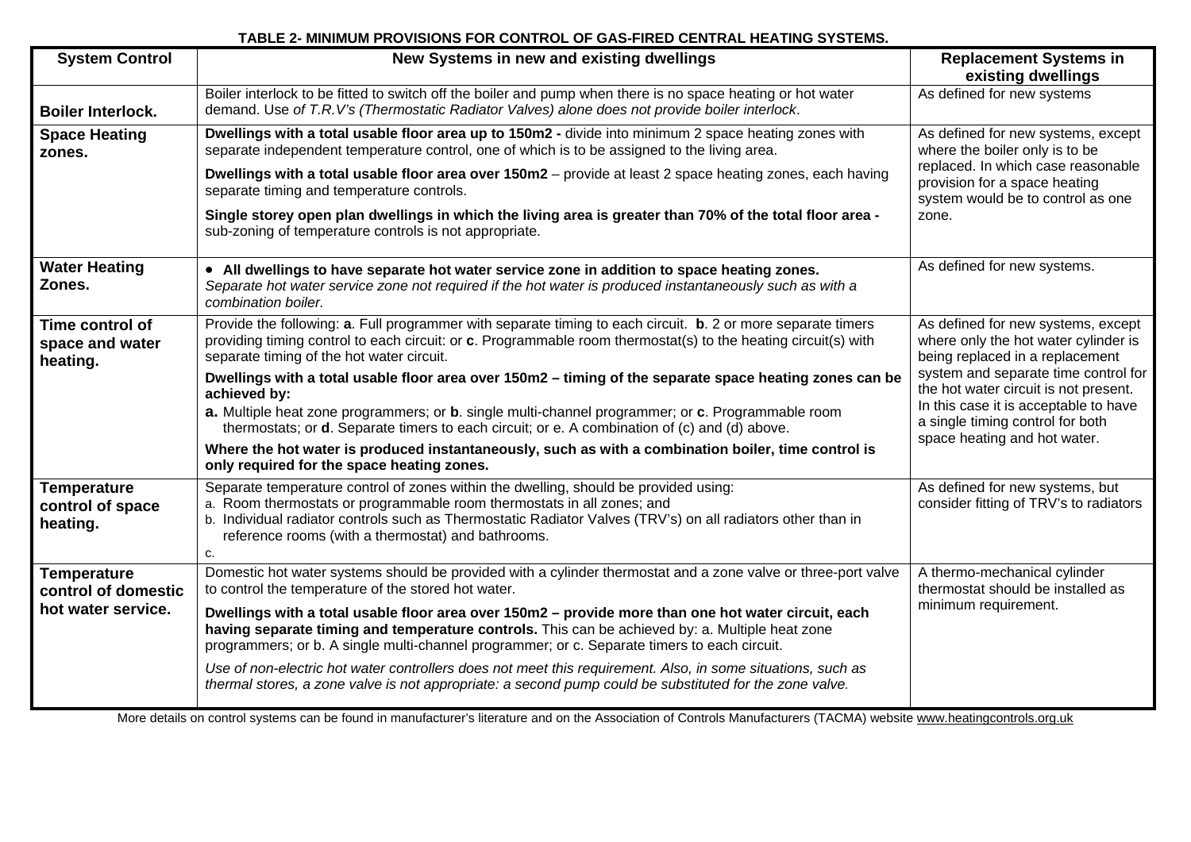**TABLE 2- MINIMUM PROVISIONS FOR CONTROL OF GAS-FIRED CENTRAL HEATING SYSTEMS.**

| System Control | New Systems in new and existing dwellings | Replacement Systems in existing dwellings |
|---|---|---|
| **Boiler Interlock.** | Boiler interlock to be fitted to switch off the boiler and pump when there is no space heating or hot water demand. Use *of T.R.V's (Thermostatic Radiator Valves) alone does not provide boiler interlock*. | As defined for new systems |
| **Space Heating zones.** | **Dwellings with a total usable floor area up to 150m2 -** divide into minimum 2 space heating zones with separate independent temperature control, one of which is to be assigned to the living area. **Dwellings with a total usable floor area over 150m2** – provide at least 2 space heating zones, each having separate timing and temperature controls. **Single storey open plan dwellings in which the living area is greater than 70% of the total floor area -** sub-zoning of temperature controls is not appropriate. | As defined for new systems, except where the boiler only is to be replaced. In which case reasonable provision for a space heating system would be to control as one zone. |
| **Water Heating Zones.** | • **All dwellings to have separate hot water service zone in addition to space heating zones.** *Separate hot water service zone not required if the hot water is produced instantaneously such as with a combination boiler.* | As defined for new systems. |
| **Time control of space and water heating.** | Provide the following: **a**. Full programmer with separate timing to each circuit. **b**. 2 or more separate timers providing timing control to each circuit: or **c**. Programmable room thermostat(s) to the heating circuit(s) with separate timing of the hot water circuit. **Dwellings with a total usable floor area over 150m2 – timing of the separate space heating zones can be achieved by:** **a.** Multiple heat zone programmers; or **b**. single multi-channel programmer; or **c**. Programmable room thermostats; or **d**. Separate timers to each circuit; or e. A combination of (c) and (d) above. **Where the hot water is produced instantaneously, such as with a combination boiler, time control is only required for the space heating zones.** | As defined for new systems, except where only the hot water cylinder is being replaced in a replacement system and separate time control for the hot water circuit is not present. In this case it is acceptable to have a single timing control for both space heating and hot water. |
| **Temperature control of space heating.** | Separate temperature control of zones within the dwelling, should be provided using: a. Room thermostats or programmable room thermostats in all zones; and b. Individual radiator controls such as Thermostatic Radiator Valves (TRV's) on all radiators other than in reference rooms (with a thermostat) and bathrooms. c. | As defined for new systems, but consider fitting of TRV's to radiators |
| **Temperature control of domestic hot water service.** | Domestic hot water systems should be provided with a cylinder thermostat and a zone valve or three-port valve to control the temperature of the stored hot water. **Dwellings with a total usable floor area over 150m2 – provide more than one hot water circuit, each having separate timing and temperature controls.** This can be achieved by: a. Multiple heat zone programmers; or b. A single multi-channel programmer; or c. Separate timers to each circuit. *Use of non-electric hot water controllers does not meet this requirement. Also, in some situations, such as thermal stores, a zone valve is not appropriate: a second pump could be substituted for the zone valve.* | A thermo-mechanical cylinder thermostat should be installed as minimum requirement. |

More details on control systems can be found in manufacturer's literature and on the Association of Controls Manufacturers (TACMA) website www.heatingcontrols.org.uk